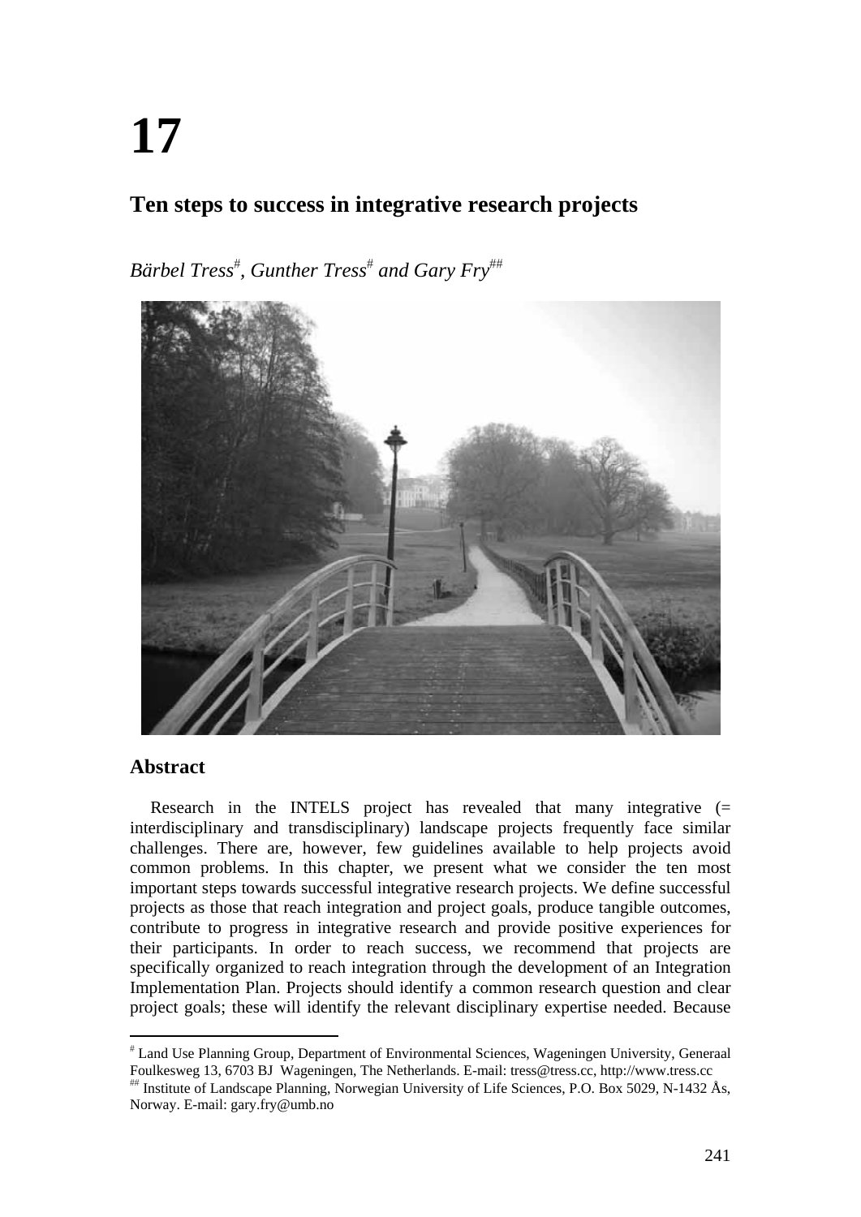# 17

## Ten steps to success in integrative research projects

*Bärbel Tress[#], Gunther Tress[#] and Gary Fry[##]*

### Abstract

Research in the INTELS project has revealed that many integrative (= interdisciplinary and transdisciplinary) landscape projects frequently face similar challenges. There are, however, few guidelines available to help projects avoid common problems. In this chapter, we present what we consider the ten most important steps towards successful integrative research projects. We define successful projects as those that reach integration and project goals, produce tangible outcomes, contribute to progress in integrative research and provide positive experiences for their participants. In order to reach success, we recommend that projects are specifically organized to reach integration through the development of an Integration Implementation Plan. Projects should identify a common research question and clear project goals; these will identify the relevant disciplinary expertise needed. Because

---

[#] Land Use Planning Group, Department of Environmental Sciences, Wageningen University, Generaal Foulkesweg 13, 6703 BJ Wageningen, The Netherlands. E-mail: tress@tress.cc, http://www.tress.cc

[##] Institute of Landscape Planning, Norwegian University of Life Sciences, P.O. Box 5029, N-1432 Ås, Norway. E-mail: gary.fry@umb.no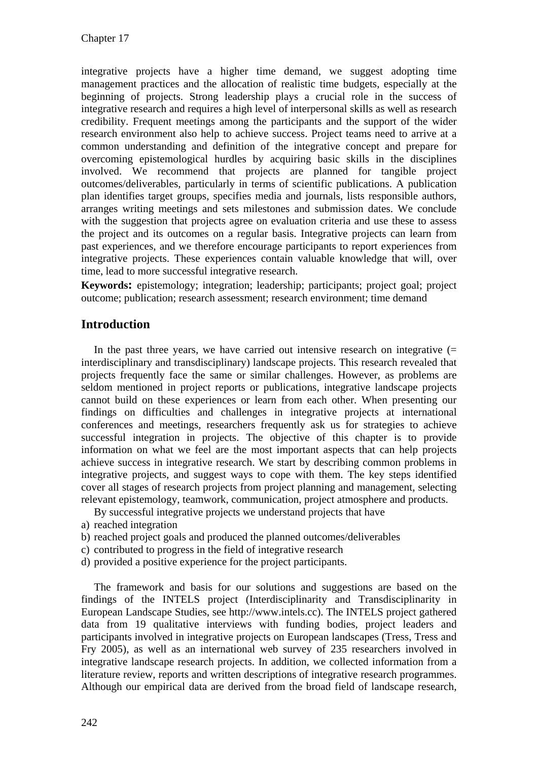integrative projects have a higher time demand, we suggest adopting time management practices and the allocation of realistic time budgets, especially at the beginning of projects. Strong leadership plays a crucial role in the success of integrative research and requires a high level of interpersonal skills as well as research credibility. Frequent meetings among the participants and the support of the wider research environment also help to achieve success. Project teams need to arrive at a common understanding and definition of the integrative concept and prepare for overcoming epistemological hurdles by acquiring basic skills in the disciplines involved. We recommend that projects are planned for tangible project outcomes/deliverables, particularly in terms of scientific publications. A publication plan identifies target groups, specifies media and journals, lists responsible authors, arranges writing meetings and sets milestones and submission dates. We conclude with the suggestion that projects agree on evaluation criteria and use these to assess the project and its outcomes on a regular basis. Integrative projects can learn from past experiences, and we therefore encourage participants to report experiences from integrative projects. These experiences contain valuable knowledge that will, over time, lead to more successful integrative research.

**Keywords:** epistemology; integration; leadership; participants; project goal; project outcome; publication; research assessment; research environment; time demand

## Introduction

In the past three years, we have carried out intensive research on integrative (= interdisciplinary and transdisciplinary) landscape projects. This research revealed that projects frequently face the same or similar challenges. However, as problems are seldom mentioned in project reports or publications, integrative landscape projects cannot build on these experiences or learn from each other. When presenting our findings on difficulties and challenges in integrative projects at international conferences and meetings, researchers frequently ask us for strategies to achieve successful integration in projects. The objective of this chapter is to provide information on what we feel are the most important aspects that can help projects achieve success in integrative research. We start by describing common problems in integrative projects, and suggest ways to cope with them. The key steps identified cover all stages of research projects from project planning and management, selecting relevant epistemology, teamwork, communication, project atmosphere and products.

By successful integrative projects we understand projects that have

a) reached integration
b) reached project goals and produced the planned outcomes/deliverables
c) contributed to progress in the field of integrative research
d) provided a positive experience for the project participants.

The framework and basis for our solutions and suggestions are based on the findings of the INTELS project (Interdisciplinarity and Transdisciplinarity in European Landscape Studies, see http://www.intels.cc). The INTELS project gathered data from 19 qualitative interviews with funding bodies, project leaders and participants involved in integrative projects on European landscapes (Tress, Tress and Fry 2005), as well as an international web survey of 235 researchers involved in integrative landscape research projects. In addition, we collected information from a literature review, reports and written descriptions of integrative research programmes. Although our empirical data are derived from the broad field of landscape research,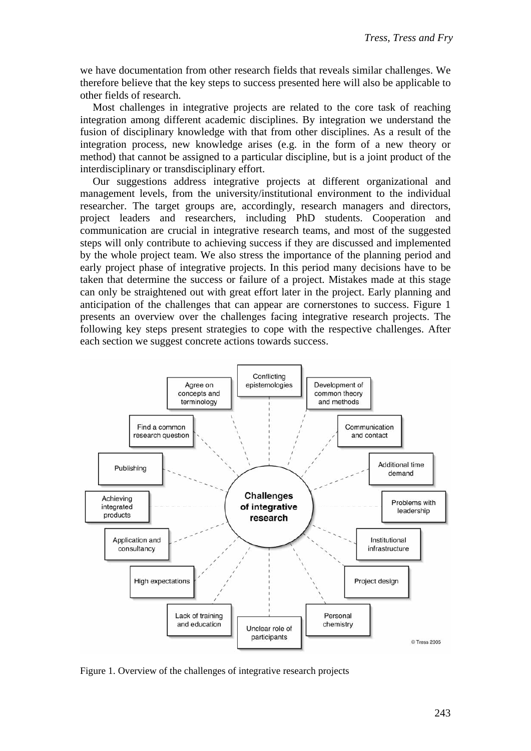we have documentation from other research fields that reveals similar challenges. We therefore believe that the key steps to success presented here will also be applicable to other fields of research.

Most challenges in integrative projects are related to the core task of reaching integration among different academic disciplines. By integration we understand the fusion of disciplinary knowledge with that from other disciplines. As a result of the integration process, new knowledge arises (e.g. in the form of a new theory or method) that cannot be assigned to a particular discipline, but is a joint product of the interdisciplinary or transdisciplinary effort.

Our suggestions address integrative projects at different organizational and management levels, from the university/institutional environment to the individual researcher. The target groups are, accordingly, research managers and directors, project leaders and researchers, including PhD students. Cooperation and communication are crucial in integrative research teams, and most of the suggested steps will only contribute to achieving success if they are discussed and implemented by the whole project team. We also stress the importance of the planning period and early project phase of integrative projects. In this period many decisions have to be taken that determine the success or failure of a project. Mistakes made at this stage can only be straightened out with great effort later in the project. Early planning and anticipation of the challenges that can appear are cornerstones to success. Figure 1 presents an overview over the challenges facing integrative research projects. The following key steps present strategies to cope with the respective challenges. After each section we suggest concrete actions towards success.

Challenges of integrative research: Conflicting epistemologies; Development of common theory and methods; Communication and contact; Additional time demand; Problems with leadership; Institutional infrastructure; Project design; Personal chemistry; Unclear role of participants; Lack of training and education; High expectations; Application and consultancy; Achieving integrated products; Publishing; Find a common research question; Agree on concepts and terminology.

© Tress 2005

Figure 1. Overview of the challenges of integrative research projects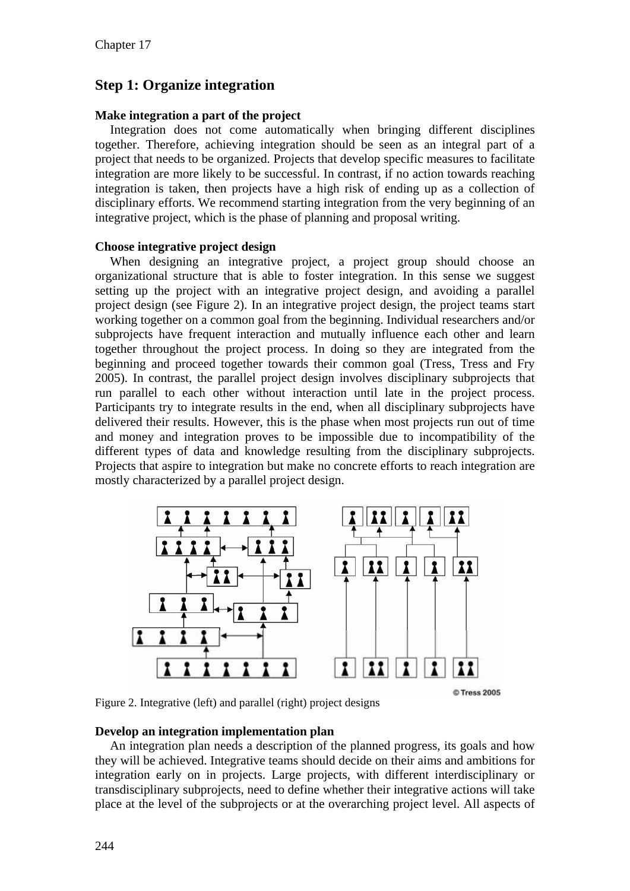## Step 1: Organize integration

**Make integration a part of the project**

Integration does not come automatically when bringing different disciplines together. Therefore, achieving integration should be seen as an integral part of a project that needs to be organized. Projects that develop specific measures to facilitate integration are more likely to be successful. In contrast, if no action towards reaching integration is taken, then projects have a high risk of ending up as a collection of disciplinary efforts. We recommend starting integration from the very beginning of an integrative project, which is the phase of planning and proposal writing.

**Choose integrative project design**

When designing an integrative project, a project group should choose an organizational structure that is able to foster integration. In this sense we suggest setting up the project with an integrative project design, and avoiding a parallel project design (see Figure 2). In an integrative project design, the project teams start working together on a common goal from the beginning. Individual researchers and/or subprojects have frequent interaction and mutually influence each other and learn together throughout the project process. In doing so they are integrated from the beginning and proceed together towards their common goal (Tress, Tress and Fry 2005). In contrast, the parallel project design involves disciplinary subprojects that run parallel to each other without interaction until late in the project process. Participants try to integrate results in the end, when all disciplinary subprojects have delivered their results. However, this is the phase when most projects run out of time and money and integration proves to be impossible due to incompatibility of the different types of data and knowledge resulting from the disciplinary subprojects. Projects that aspire to integration but make no concrete efforts to reach integration are mostly characterized by a parallel project design.

© Tress 2005

Figure 2. Integrative (left) and parallel (right) project designs

**Develop an integration implementation plan**

An integration plan needs a description of the planned progress, its goals and how they will be achieved. Integrative teams should decide on their aims and ambitions for integration early on in projects. Large projects, with different interdisciplinary or transdisciplinary subprojects, need to define whether their integrative actions will take place at the level of the subprojects or at the overarching project level. All aspects of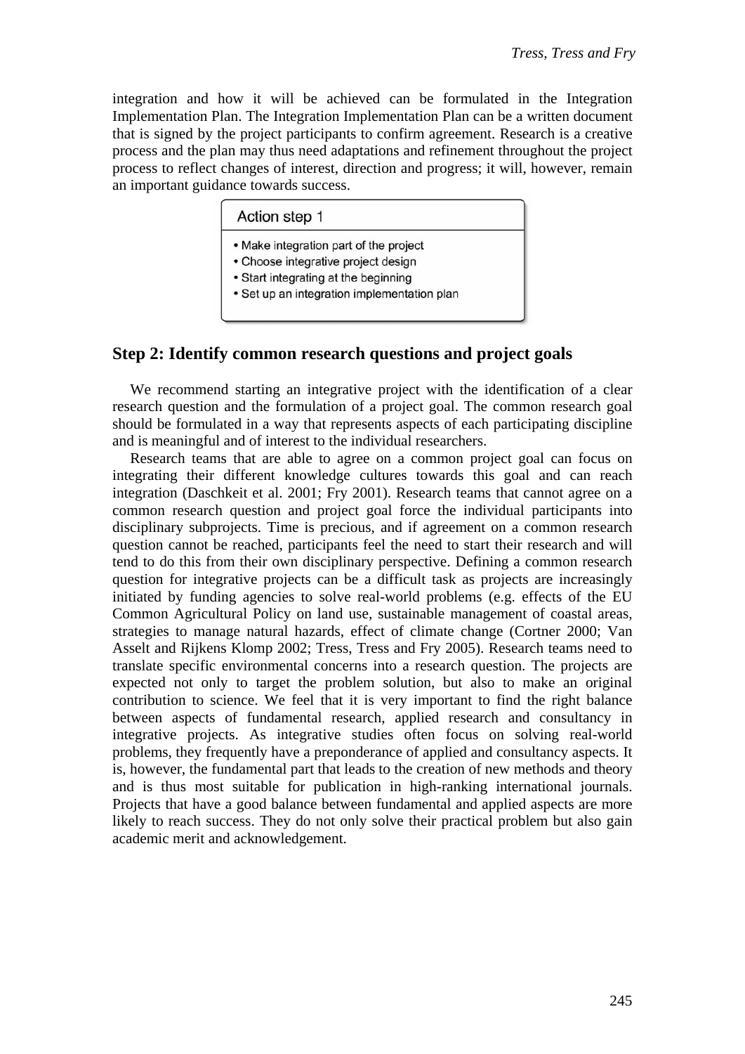integration and how it will be achieved can be formulated in the Integration Implementation Plan. The Integration Implementation Plan can be a written document that is signed by the project participants to confirm agreement. Research is a creative process and the plan may thus need adaptations and refinement throughout the project process to reflect changes of interest, direction and progress; it will, however, remain an important guidance towards success.

> **Action step 1**
>
> - Make integration part of the project
> - Choose integrative project design
> - Start integrating at the beginning
> - Set up an integration implementation plan

## Step 2: Identify common research questions and project goals

We recommend starting an integrative project with the identification of a clear research question and the formulation of a project goal. The common research goal should be formulated in a way that represents aspects of each participating discipline and is meaningful and of interest to the individual researchers.

Research teams that are able to agree on a common project goal can focus on integrating their different knowledge cultures towards this goal and can reach integration (Daschkeit et al. 2001; Fry 2001). Research teams that cannot agree on a common research question and project goal force the individual participants into disciplinary subprojects. Time is precious, and if agreement on a common research question cannot be reached, participants feel the need to start their research and will tend to do this from their own disciplinary perspective. Defining a common research question for integrative projects can be a difficult task as projects are increasingly initiated by funding agencies to solve real-world problems (e.g. effects of the EU Common Agricultural Policy on land use, sustainable management of coastal areas, strategies to manage natural hazards, effect of climate change (Cortner 2000; Van Asselt and Rijkens Klomp 2002; Tress, Tress and Fry 2005). Research teams need to translate specific environmental concerns into a research question. The projects are expected not only to target the problem solution, but also to make an original contribution to science. We feel that it is very important to find the right balance between aspects of fundamental research, applied research and consultancy in integrative projects. As integrative studies often focus on solving real-world problems, they frequently have a preponderance of applied and consultancy aspects. It is, however, the fundamental part that leads to the creation of new methods and theory and is thus most suitable for publication in high-ranking international journals. Projects that have a good balance between fundamental and applied aspects are more likely to reach success. They do not only solve their practical problem but also gain academic merit and acknowledgement.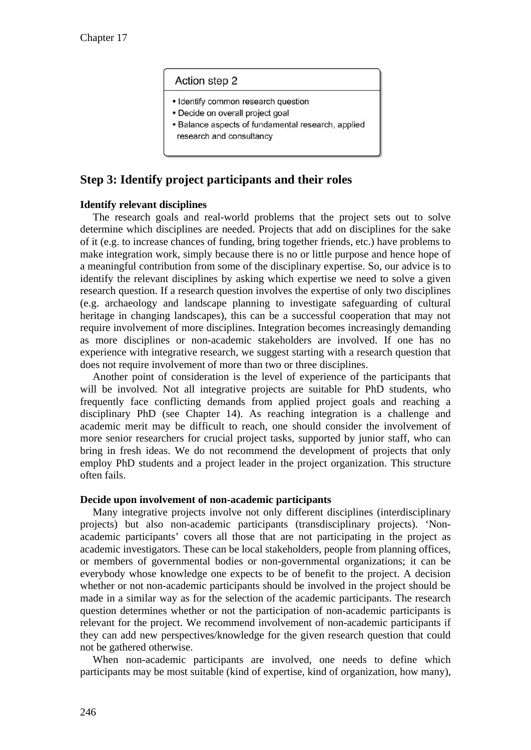**Action step 2**

- Identify common research question
- Decide on overall project goal
- Balance aspects of fundamental research, applied research and consultancy

## Step 3: Identify project participants and their roles

**Identify relevant disciplines**

The research goals and real-world problems that the project sets out to solve determine which disciplines are needed. Projects that add on disciplines for the sake of it (e.g. to increase chances of funding, bring together friends, etc.) have problems to make integration work, simply because there is no or little purpose and hence hope of a meaningful contribution from some of the disciplinary expertise. So, our advice is to identify the relevant disciplines by asking which expertise we need to solve a given research question. If a research question involves the expertise of only two disciplines (e.g. archaeology and landscape planning to investigate safeguarding of cultural heritage in changing landscapes), this can be a successful cooperation that may not require involvement of more disciplines. Integration becomes increasingly demanding as more disciplines or non-academic stakeholders are involved. If one has no experience with integrative research, we suggest starting with a research question that does not require involvement of more than two or three disciplines.

Another point of consideration is the level of experience of the participants that will be involved. Not all integrative projects are suitable for PhD students, who frequently face conflicting demands from applied project goals and reaching a disciplinary PhD (see Chapter 14). As reaching integration is a challenge and academic merit may be difficult to reach, one should consider the involvement of more senior researchers for crucial project tasks, supported by junior staff, who can bring in fresh ideas. We do not recommend the development of projects that only employ PhD students and a project leader in the project organization. This structure often fails.

**Decide upon involvement of non-academic participants**

Many integrative projects involve not only different disciplines (interdisciplinary projects) but also non-academic participants (transdisciplinary projects). 'Non-academic participants' covers all those that are not participating in the project as academic investigators. These can be local stakeholders, people from planning offices, or members of governmental bodies or non-governmental organizations; it can be everybody whose knowledge one expects to be of benefit to the project. A decision whether or not non-academic participants should be involved in the project should be made in a similar way as for the selection of the academic participants. The research question determines whether or not the participation of non-academic participants is relevant for the project. We recommend involvement of non-academic participants if they can add new perspectives/knowledge for the given research question that could not be gathered otherwise.

When non-academic participants are involved, one needs to define which participants may be most suitable (kind of expertise, kind of organization, how many),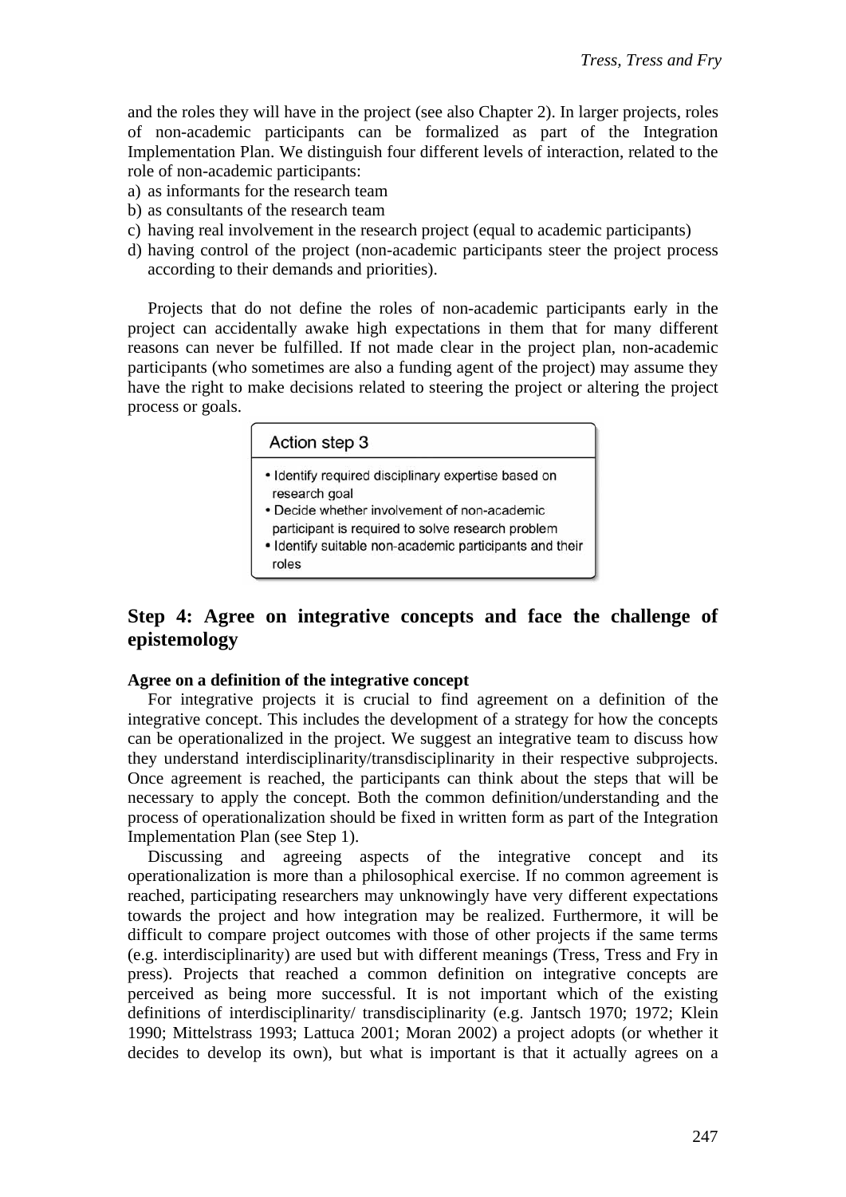and the roles they will have in the project (see also Chapter 2). In larger projects, roles of non-academic participants can be formalized as part of the Integration Implementation Plan. We distinguish four different levels of interaction, related to the role of non-academic participants:

a) as informants for the research team
b) as consultants of the research team
c) having real involvement in the research project (equal to academic participants)
d) having control of the project (non-academic participants steer the project process according to their demands and priorities).

Projects that do not define the roles of non-academic participants early in the project can accidentally awake high expectations in them that for many different reasons can never be fulfilled. If not made clear in the project plan, non-academic participants (who sometimes are also a funding agent of the project) may assume they have the right to make decisions related to steering the project or altering the project process or goals.

> **Action step 3**
>
> - Identify required disciplinary expertise based on research goal
> - Decide whether involvement of non-academic participant is required to solve research problem
> - Identify suitable non-academic participants and their roles

## Step 4: Agree on integrative concepts and face the challenge of epistemology

**Agree on a definition of the integrative concept**

For integrative projects it is crucial to find agreement on a definition of the integrative concept. This includes the development of a strategy for how the concepts can be operationalized in the project. We suggest an integrative team to discuss how they understand interdisciplinarity/transdisciplinarity in their respective subprojects. Once agreement is reached, the participants can think about the steps that will be necessary to apply the concept. Both the common definition/understanding and the process of operationalization should be fixed in written form as part of the Integration Implementation Plan (see Step 1).

Discussing and agreeing aspects of the integrative concept and its operationalization is more than a philosophical exercise. If no common agreement is reached, participating researchers may unknowingly have very different expectations towards the project and how integration may be realized. Furthermore, it will be difficult to compare project outcomes with those of other projects if the same terms (e.g. interdisciplinarity) are used but with different meanings (Tress, Tress and Fry in press). Projects that reached a common definition on integrative concepts are perceived as being more successful. It is not important which of the existing definitions of interdisciplinarity/ transdisciplinarity (e.g. Jantsch 1970; 1972; Klein 1990; Mittelstrass 1993; Lattuca 2001; Moran 2002) a project adopts (or whether it decides to develop its own), but what is important is that it actually agrees on a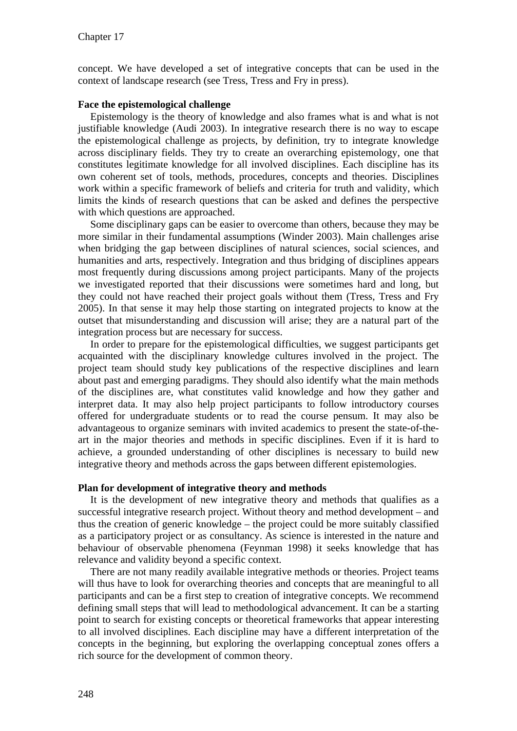concept. We have developed a set of integrative concepts that can be used in the context of landscape research (see Tress, Tress and Fry in press).

**Face the epistemological challenge**

Epistemology is the theory of knowledge and also frames what is and what is not justifiable knowledge (Audi 2003). In integrative research there is no way to escape the epistemological challenge as projects, by definition, try to integrate knowledge across disciplinary fields. They try to create an overarching epistemology, one that constitutes legitimate knowledge for all involved disciplines. Each discipline has its own coherent set of tools, methods, procedures, concepts and theories. Disciplines work within a specific framework of beliefs and criteria for truth and validity, which limits the kinds of research questions that can be asked and defines the perspective with which questions are approached.

Some disciplinary gaps can be easier to overcome than others, because they may be more similar in their fundamental assumptions (Winder 2003). Main challenges arise when bridging the gap between disciplines of natural sciences, social sciences, and humanities and arts, respectively. Integration and thus bridging of disciplines appears most frequently during discussions among project participants. Many of the projects we investigated reported that their discussions were sometimes hard and long, but they could not have reached their project goals without them (Tress, Tress and Fry 2005). In that sense it may help those starting on integrated projects to know at the outset that misunderstanding and discussion will arise; they are a natural part of the integration process but are necessary for success.

In order to prepare for the epistemological difficulties, we suggest participants get acquainted with the disciplinary knowledge cultures involved in the project. The project team should study key publications of the respective disciplines and learn about past and emerging paradigms. They should also identify what the main methods of the disciplines are, what constitutes valid knowledge and how they gather and interpret data. It may also help project participants to follow introductory courses offered for undergraduate students or to read the course pensum. It may also be advantageous to organize seminars with invited academics to present the state-of-the-art in the major theories and methods in specific disciplines. Even if it is hard to achieve, a grounded understanding of other disciplines is necessary to build new integrative theory and methods across the gaps between different epistemologies.

**Plan for development of integrative theory and methods**

It is the development of new integrative theory and methods that qualifies as a successful integrative research project. Without theory and method development – and thus the creation of generic knowledge – the project could be more suitably classified as a participatory project or as consultancy. As science is interested in the nature and behaviour of observable phenomena (Feynman 1998) it seeks knowledge that has relevance and validity beyond a specific context.

There are not many readily available integrative methods or theories. Project teams will thus have to look for overarching theories and concepts that are meaningful to all participants and can be a first step to creation of integrative concepts. We recommend defining small steps that will lead to methodological advancement. It can be a starting point to search for existing concepts or theoretical frameworks that appear interesting to all involved disciplines. Each discipline may have a different interpretation of the concepts in the beginning, but exploring the overlapping conceptual zones offers a rich source for the development of common theory.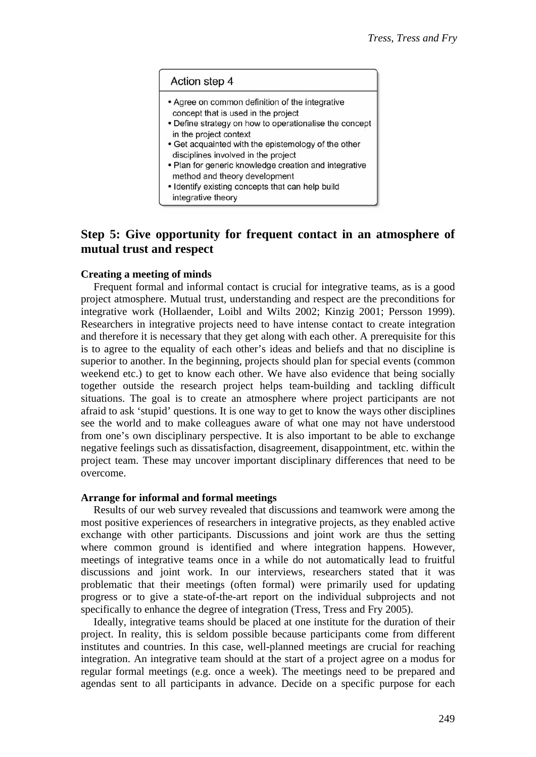**Action step 4**

- Agree on common definition of the integrative concept that is used in the project
- Define strategy on how to operationalise the concept in the project context
- Get acquainted with the epistemology of the other disciplines involved in the project
- Plan for generic knowledge creation and integrative method and theory development
- Identify existing concepts that can help build integrative theory

## Step 5: Give opportunity for frequent contact in an atmosphere of mutual trust and respect

### Creating a meeting of minds

Frequent formal and informal contact is crucial for integrative teams, as is a good project atmosphere. Mutual trust, understanding and respect are the preconditions for integrative work (Hollaender, Loibl and Wilts 2002; Kinzig 2001; Persson 1999). Researchers in integrative projects need to have intense contact to create integration and therefore it is necessary that they get along with each other. A prerequisite for this is to agree to the equality of each other's ideas and beliefs and that no discipline is superior to another. In the beginning, projects should plan for special events (common weekend etc.) to get to know each other. We have also evidence that being socially together outside the research project helps team-building and tackling difficult situations. The goal is to create an atmosphere where project participants are not afraid to ask 'stupid' questions. It is one way to get to know the ways other disciplines see the world and to make colleagues aware of what one may not have understood from one's own disciplinary perspective. It is also important to be able to exchange negative feelings such as dissatisfaction, disagreement, disappointment, etc. within the project team. These may uncover important disciplinary differences that need to be overcome.

### Arrange for informal and formal meetings

Results of our web survey revealed that discussions and teamwork were among the most positive experiences of researchers in integrative projects, as they enabled active exchange with other participants. Discussions and joint work are thus the setting where common ground is identified and where integration happens. However, meetings of integrative teams once in a while do not automatically lead to fruitful discussions and joint work. In our interviews, researchers stated that it was problematic that their meetings (often formal) were primarily used for updating progress or to give a state-of-the-art report on the individual subprojects and not specifically to enhance the degree of integration (Tress, Tress and Fry 2005).

Ideally, integrative teams should be placed at one institute for the duration of their project. In reality, this is seldom possible because participants come from different institutes and countries. In this case, well-planned meetings are crucial for reaching integration. An integrative team should at the start of a project agree on a modus for regular formal meetings (e.g. once a week). The meetings need to be prepared and agendas sent to all participants in advance. Decide on a specific purpose for each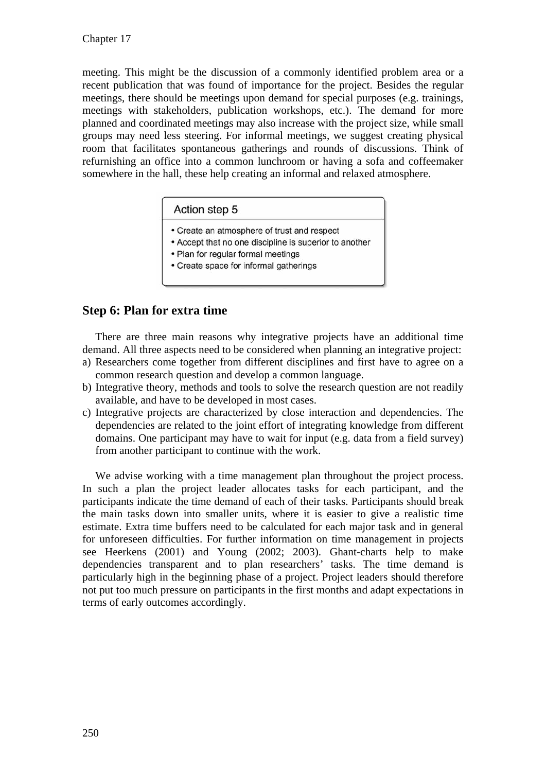meeting. This might be the discussion of a commonly identified problem area or a recent publication that was found of importance for the project. Besides the regular meetings, there should be meetings upon demand for special purposes (e.g. trainings, meetings with stakeholders, publication workshops, etc.). The demand for more planned and coordinated meetings may also increase with the project size, while small groups may need less steering. For informal meetings, we suggest creating physical room that facilitates spontaneous gatherings and rounds of discussions. Think of refurnishing an office into a common lunchroom or having a sofa and coffeemaker somewhere in the hall, these help creating an informal and relaxed atmosphere.

**Action step 5**

- Create an atmosphere of trust and respect
- Accept that no one discipline is superior to another
- Plan for regular formal meetings
- Create space for informal gatherings

## Step 6: Plan for extra time

There are three main reasons why integrative projects have an additional time demand. All three aspects need to be considered when planning an integrative project:

a) Researchers come together from different disciplines and first have to agree on a common research question and develop a common language.
b) Integrative theory, methods and tools to solve the research question are not readily available, and have to be developed in most cases.
c) Integrative projects are characterized by close interaction and dependencies. The dependencies are related to the joint effort of integrating knowledge from different domains. One participant may have to wait for input (e.g. data from a field survey) from another participant to continue with the work.

We advise working with a time management plan throughout the project process. In such a plan the project leader allocates tasks for each participant, and the participants indicate the time demand of each of their tasks. Participants should break the main tasks down into smaller units, where it is easier to give a realistic time estimate. Extra time buffers need to be calculated for each major task and in general for unforeseen difficulties. For further information on time management in projects see Heerkens (2001) and Young (2002; 2003). Ghant-charts help to make dependencies transparent and to plan researchers' tasks. The time demand is particularly high in the beginning phase of a project. Project leaders should therefore not put too much pressure on participants in the first months and adapt expectations in terms of early outcomes accordingly.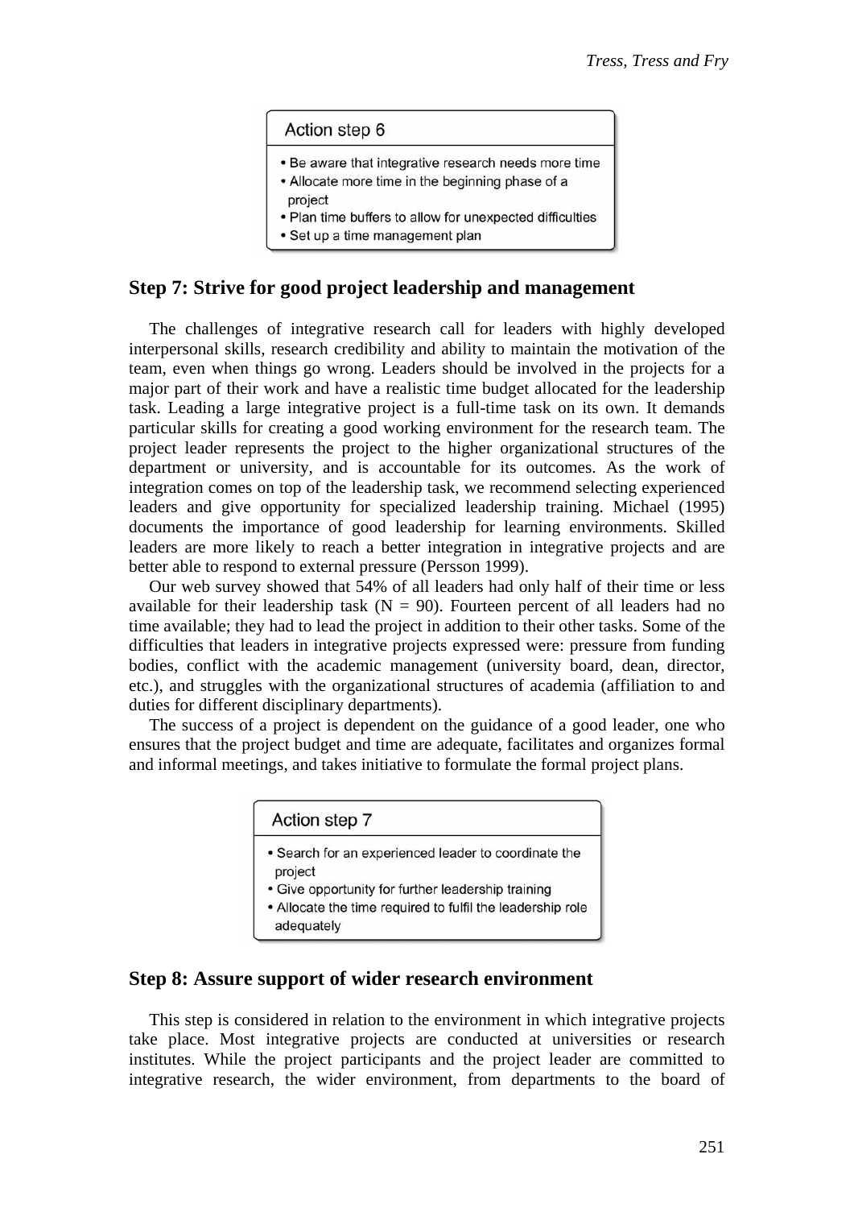**Action step 6**

- Be aware that integrative research needs more time
- Allocate more time in the beginning phase of a project
- Plan time buffers to allow for unexpected difficulties
- Set up a time management plan

## Step 7: Strive for good project leadership and management

The challenges of integrative research call for leaders with highly developed interpersonal skills, research credibility and ability to maintain the motivation of the team, even when things go wrong. Leaders should be involved in the projects for a major part of their work and have a realistic time budget allocated for the leadership task. Leading a large integrative project is a full-time task on its own. It demands particular skills for creating a good working environment for the research team. The project leader represents the project to the higher organizational structures of the department or university, and is accountable for its outcomes. As the work of integration comes on top of the leadership task, we recommend selecting experienced leaders and give opportunity for specialized leadership training. Michael (1995) documents the importance of good leadership for learning environments. Skilled leaders are more likely to reach a better integration in integrative projects and are better able to respond to external pressure (Persson 1999).

Our web survey showed that 54% of all leaders had only half of their time or less available for their leadership task (N = 90). Fourteen percent of all leaders had no time available; they had to lead the project in addition to their other tasks. Some of the difficulties that leaders in integrative projects expressed were: pressure from funding bodies, conflict with the academic management (university board, dean, director, etc.), and struggles with the organizational structures of academia (affiliation to and duties for different disciplinary departments).

The success of a project is dependent on the guidance of a good leader, one who ensures that the project budget and time are adequate, facilitates and organizes formal and informal meetings, and takes initiative to formulate the formal project plans.

**Action step 7**

- Search for an experienced leader to coordinate the project
- Give opportunity for further leadership training
- Allocate the time required to fulfil the leadership role adequately

## Step 8: Assure support of wider research environment

This step is considered in relation to the environment in which integrative projects take place. Most integrative projects are conducted at universities or research institutes. While the project participants and the project leader are committed to integrative research, the wider environment, from departments to the board of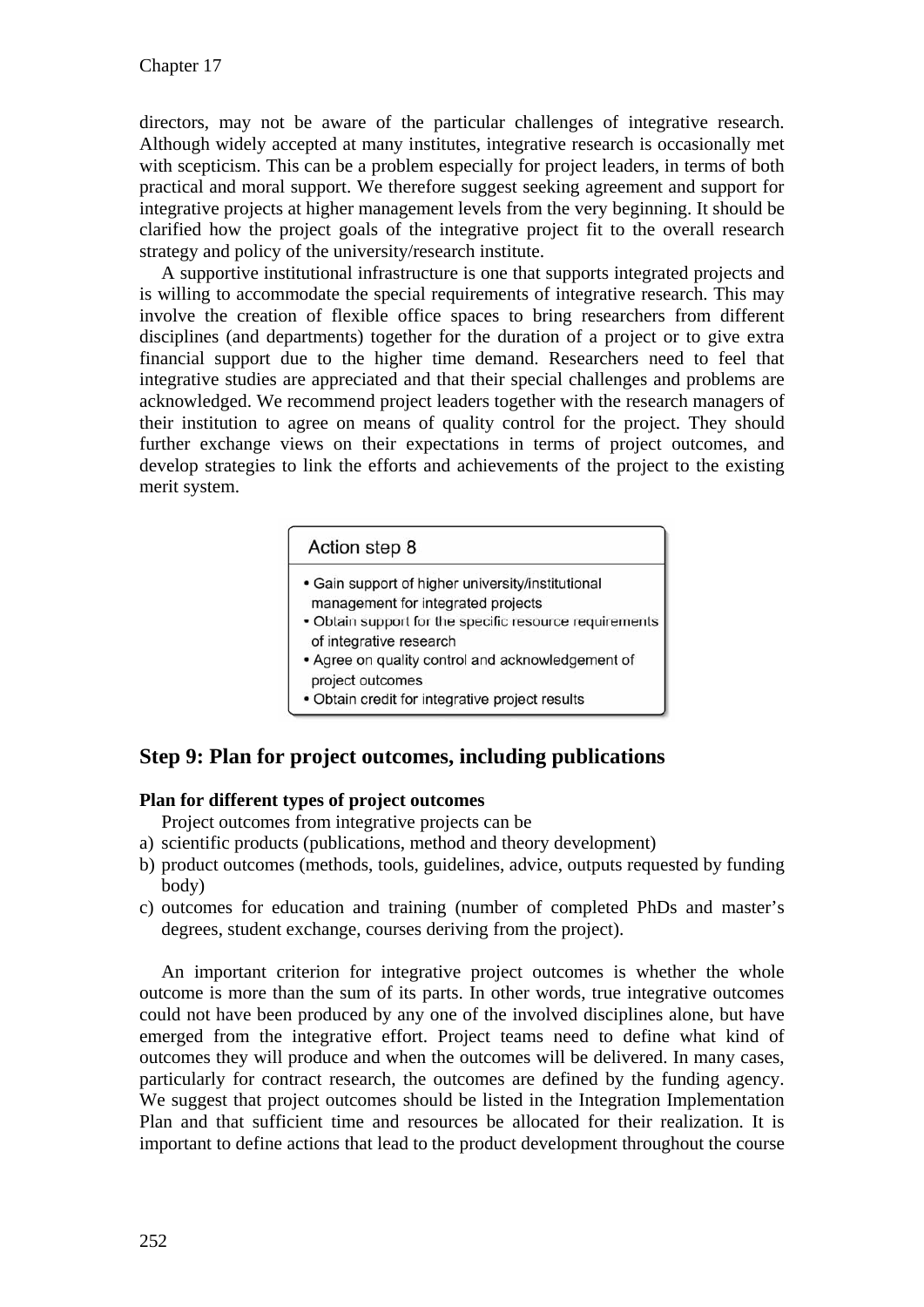directors, may not be aware of the particular challenges of integrative research. Although widely accepted at many institutes, integrative research is occasionally met with scepticism. This can be a problem especially for project leaders, in terms of both practical and moral support. We therefore suggest seeking agreement and support for integrative projects at higher management levels from the very beginning. It should be clarified how the project goals of the integrative project fit to the overall research strategy and policy of the university/research institute.

A supportive institutional infrastructure is one that supports integrated projects and is willing to accommodate the special requirements of integrative research. This may involve the creation of flexible office spaces to bring researchers from different disciplines (and departments) together for the duration of a project or to give extra financial support due to the higher time demand. Researchers need to feel that integrative studies are appreciated and that their special challenges and problems are acknowledged. We recommend project leaders together with the research managers of their institution to agree on means of quality control for the project. They should further exchange views on their expectations in terms of project outcomes, and develop strategies to link the efforts and achievements of the project to the existing merit system.

> **Action step 8**
>
> - Gain support of higher university/institutional management for integrated projects
> - Obtain support for the specific resource requirements of integrative research
> - Agree on quality control and acknowledgement of project outcomes
> - Obtain credit for integrative project results

## Step 9: Plan for project outcomes, including publications

**Plan for different types of project outcomes**

Project outcomes from integrative projects can be

a) scientific products (publications, method and theory development)
b) product outcomes (methods, tools, guidelines, advice, outputs requested by funding body)
c) outcomes for education and training (number of completed PhDs and master's degrees, student exchange, courses deriving from the project).

An important criterion for integrative project outcomes is whether the whole outcome is more than the sum of its parts. In other words, true integrative outcomes could not have been produced by any one of the involved disciplines alone, but have emerged from the integrative effort. Project teams need to define what kind of outcomes they will produce and when the outcomes will be delivered. In many cases, particularly for contract research, the outcomes are defined by the funding agency. We suggest that project outcomes should be listed in the Integration Implementation Plan and that sufficient time and resources be allocated for their realization. It is important to define actions that lead to the product development throughout the course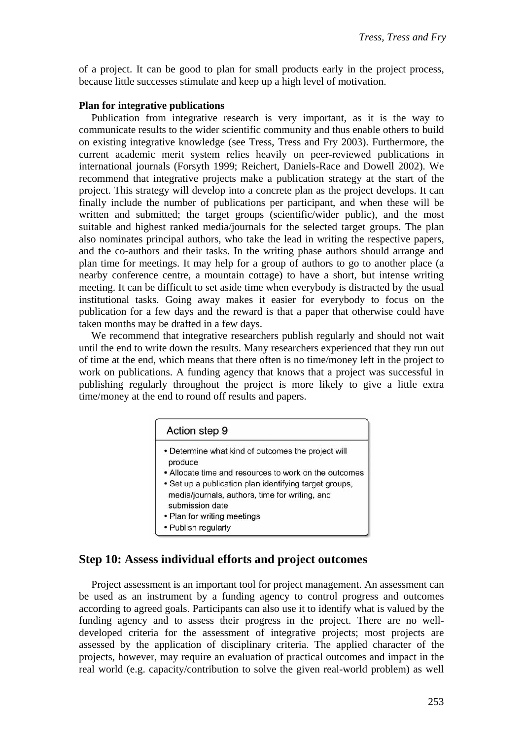of a project. It can be good to plan for small products early in the project process, because little successes stimulate and keep up a high level of motivation.

**Plan for integrative publications**

Publication from integrative research is very important, as it is the way to communicate results to the wider scientific community and thus enable others to build on existing integrative knowledge (see Tress, Tress and Fry 2003). Furthermore, the current academic merit system relies heavily on peer-reviewed publications in international journals (Forsyth 1999; Reichert, Daniels-Race and Dowell 2002). We recommend that integrative projects make a publication strategy at the start of the project. This strategy will develop into a concrete plan as the project develops. It can finally include the number of publications per participant, and when these will be written and submitted; the target groups (scientific/wider public), and the most suitable and highest ranked media/journals for the selected target groups. The plan also nominates principal authors, who take the lead in writing the respective papers, and the co-authors and their tasks. In the writing phase authors should arrange and plan time for meetings. It may help for a group of authors to go to another place (a nearby conference centre, a mountain cottage) to have a short, but intense writing meeting. It can be difficult to set aside time when everybody is distracted by the usual institutional tasks. Going away makes it easier for everybody to focus on the publication for a few days and the reward is that a paper that otherwise could have taken months may be drafted in a few days.

We recommend that integrative researchers publish regularly and should not wait until the end to write down the results. Many researchers experienced that they run out of time at the end, which means that there often is no time/money left in the project to work on publications. A funding agency that knows that a project was successful in publishing regularly throughout the project is more likely to give a little extra time/money at the end to round off results and papers.

**Action step 9**

- Determine what kind of outcomes the project will produce
- Allocate time and resources to work on the outcomes
- Set up a publication plan identifying target groups, media/journals, authors, time for writing, and submission date
- Plan for writing meetings
- Publish regularly

## Step 10: Assess individual efforts and project outcomes

Project assessment is an important tool for project management. An assessment can be used as an instrument by a funding agency to control progress and outcomes according to agreed goals. Participants can also use it to identify what is valued by the funding agency and to assess their progress in the project. There are no well-developed criteria for the assessment of integrative projects; most projects are assessed by the application of disciplinary criteria. The applied character of the projects, however, may require an evaluation of practical outcomes and impact in the real world (e.g. capacity/contribution to solve the given real-world problem) as well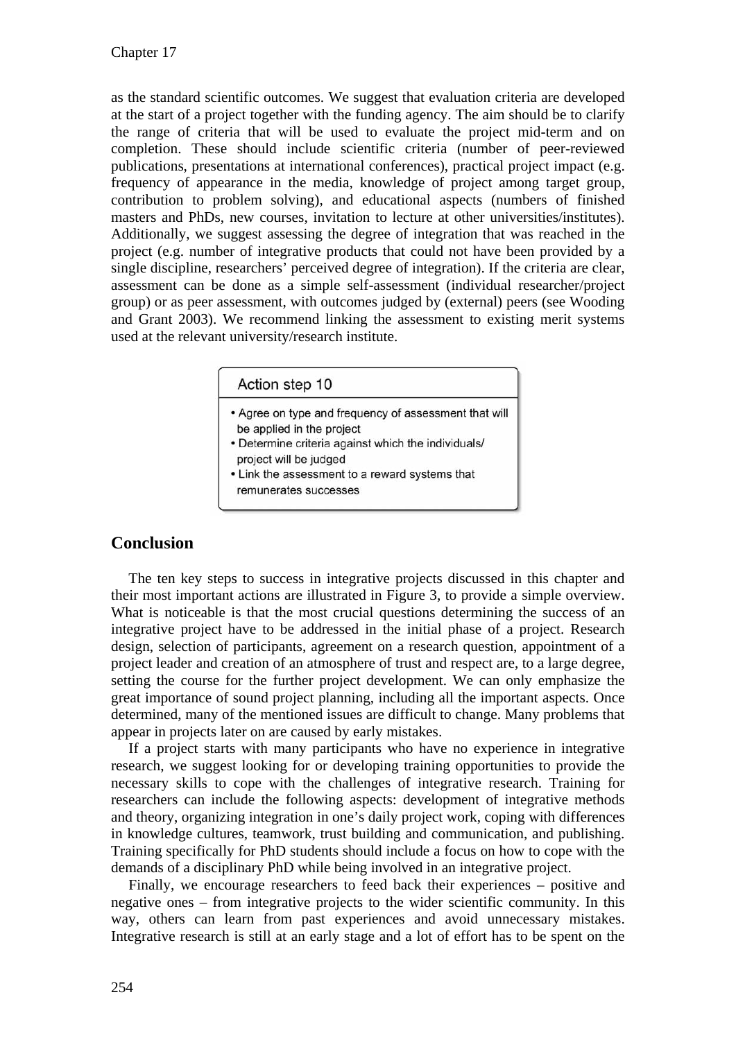as the standard scientific outcomes. We suggest that evaluation criteria are developed at the start of a project together with the funding agency. The aim should be to clarify the range of criteria that will be used to evaluate the project mid-term and on completion. These should include scientific criteria (number of peer-reviewed publications, presentations at international conferences), practical project impact (e.g. frequency of appearance in the media, knowledge of project among target group, contribution to problem solving), and educational aspects (numbers of finished masters and PhDs, new courses, invitation to lecture at other universities/institutes). Additionally, we suggest assessing the degree of integration that was reached in the project (e.g. number of integrative products that could not have been provided by a single discipline, researchers' perceived degree of integration). If the criteria are clear, assessment can be done as a simple self-assessment (individual researcher/project group) or as peer assessment, with outcomes judged by (external) peers (see Wooding and Grant 2003). We recommend linking the assessment to existing merit systems used at the relevant university/research institute.

**Action step 10**

- Agree on type and frequency of assessment that will be applied in the project
- Determine criteria against which the individuals/ project will be judged
- Link the assessment to a reward systems that remunerates successes

## Conclusion

The ten key steps to success in integrative projects discussed in this chapter and their most important actions are illustrated in Figure 3, to provide a simple overview. What is noticeable is that the most crucial questions determining the success of an integrative project have to be addressed in the initial phase of a project. Research design, selection of participants, agreement on a research question, appointment of a project leader and creation of an atmosphere of trust and respect are, to a large degree, setting the course for the further project development. We can only emphasize the great importance of sound project planning, including all the important aspects. Once determined, many of the mentioned issues are difficult to change. Many problems that appear in projects later on are caused by early mistakes.

If a project starts with many participants who have no experience in integrative research, we suggest looking for or developing training opportunities to provide the necessary skills to cope with the challenges of integrative research. Training for researchers can include the following aspects: development of integrative methods and theory, organizing integration in one's daily project work, coping with differences in knowledge cultures, teamwork, trust building and communication, and publishing. Training specifically for PhD students should include a focus on how to cope with the demands of a disciplinary PhD while being involved in an integrative project.

Finally, we encourage researchers to feed back their experiences – positive and negative ones – from integrative projects to the wider scientific community. In this way, others can learn from past experiences and avoid unnecessary mistakes. Integrative research is still at an early stage and a lot of effort has to be spent on the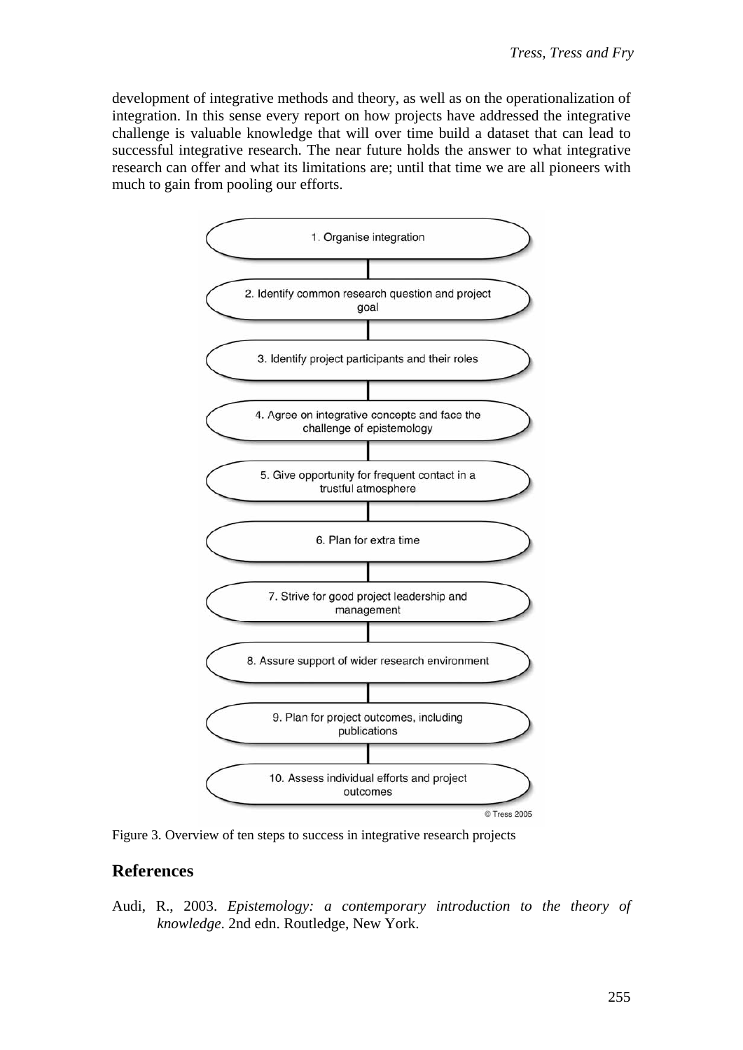development of integrative methods and theory, as well as on the operationalization of integration. In this sense every report on how projects have addressed the integrative challenge is valuable knowledge that will over time build a dataset that can lead to successful integrative research. The near future holds the answer to what integrative research can offer and what its limitations are; until that time we are all pioneers with much to gain from pooling our efforts.

1. Organise integration
2. Identify common research question and project goal
3. Identify project participants and their roles
4. Agree on integrative concepts and face the challenge of epistemology
5. Give opportunity for frequent contact in a trustful atmosphere
6. Plan for extra time
7. Strive for good project leadership and management
8. Assure support of wider research environment
9. Plan for project outcomes, including publications
10. Assess individual efforts and project outcomes

© Tress 2005

Figure 3. Overview of ten steps to success in integrative research projects

## References

Audi, R., 2003. *Epistemology: a contemporary introduction to the theory of knowledge*. 2nd edn. Routledge, New York.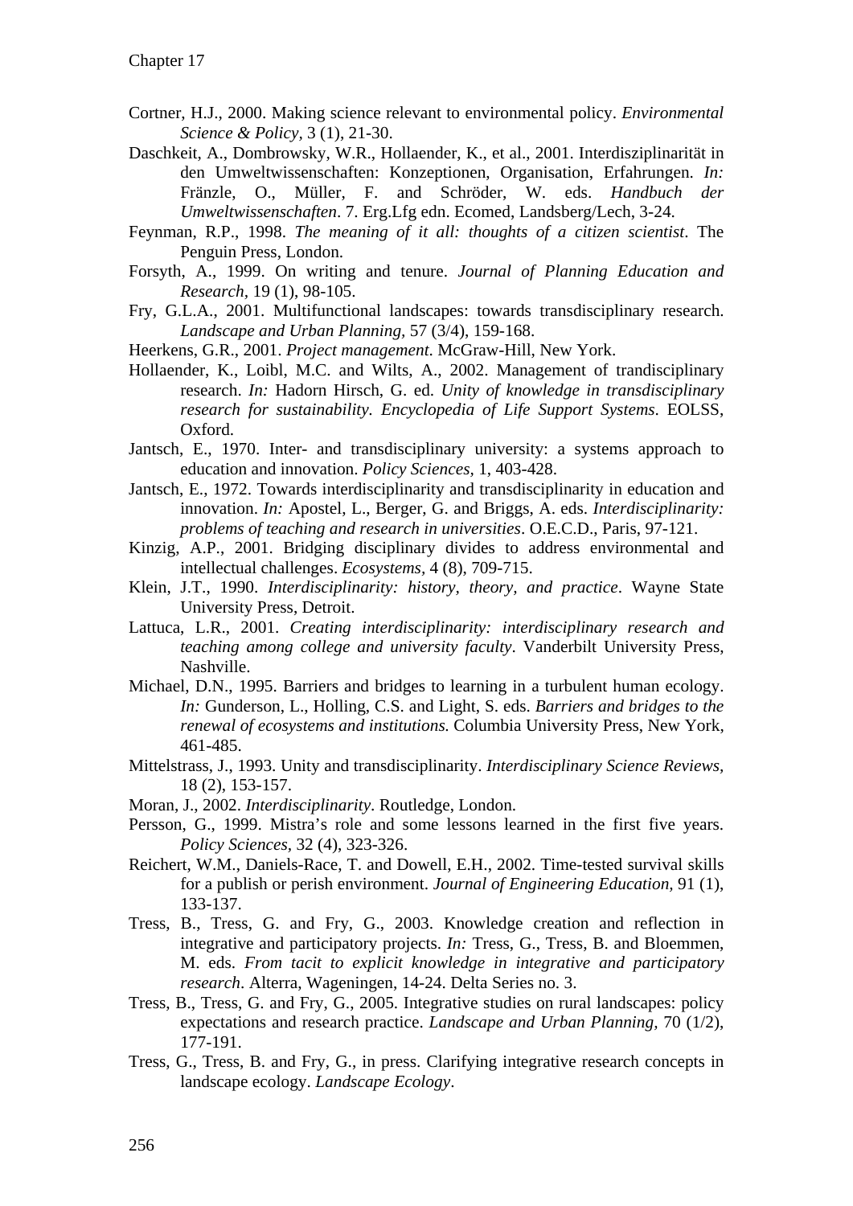Cortner, H.J., 2000. Making science relevant to environmental policy. *Environmental Science & Policy,* 3 (1), 21-30.

Daschkeit, A., Dombrowsky, W.R., Hollaender, K., et al., 2001. Interdisziplinarität in den Umweltwissenschaften: Konzeptionen, Organisation, Erfahrungen. *In:* Fränzle, O., Müller, F. and Schröder, W. eds. *Handbuch der Umweltwissenschaften*. 7. Erg.Lfg edn. Ecomed, Landsberg/Lech, 3-24.

Feynman, R.P., 1998. *The meaning of it all: thoughts of a citizen scientist*. The Penguin Press, London.

Forsyth, A., 1999. On writing and tenure. *Journal of Planning Education and Research,* 19 (1), 98-105.

Fry, G.L.A., 2001. Multifunctional landscapes: towards transdisciplinary research. *Landscape and Urban Planning,* 57 (3/4), 159-168.

Heerkens, G.R., 2001. *Project management*. McGraw-Hill, New York.

Hollaender, K., Loibl, M.C. and Wilts, A., 2002. Management of trandisciplinary research. *In:* Hadorn Hirsch, G. ed. *Unity of knowledge in transdisciplinary research for sustainability. Encyclopedia of Life Support Systems*. EOLSS, Oxford.

Jantsch, E., 1970. Inter- and transdisciplinary university: a systems approach to education and innovation. *Policy Sciences,* 1, 403-428.

Jantsch, E., 1972. Towards interdisciplinarity and transdisciplinarity in education and innovation. *In:* Apostel, L., Berger, G. and Briggs, A. eds. *Interdisciplinarity: problems of teaching and research in universities*. O.E.C.D., Paris, 97-121.

Kinzig, A.P., 2001. Bridging disciplinary divides to address environmental and intellectual challenges. *Ecosystems,* 4 (8), 709-715.

Klein, J.T., 1990. *Interdisciplinarity: history, theory, and practice*. Wayne State University Press, Detroit.

Lattuca, L.R., 2001. *Creating interdisciplinarity: interdisciplinary research and teaching among college and university faculty*. Vanderbilt University Press, Nashville.

Michael, D.N., 1995. Barriers and bridges to learning in a turbulent human ecology. *In:* Gunderson, L., Holling, C.S. and Light, S. eds. *Barriers and bridges to the renewal of ecosystems and institutions.* Columbia University Press, New York, 461-485.

Mittelstrass, J., 1993. Unity and transdisciplinarity. *Interdisciplinary Science Reviews,* 18 (2), 153-157.

Moran, J., 2002. *Interdisciplinarity*. Routledge, London.

Persson, G., 1999. Mistra's role and some lessons learned in the first five years. *Policy Sciences,* 32 (4), 323-326.

Reichert, W.M., Daniels-Race, T. and Dowell, E.H., 2002. Time-tested survival skills for a publish or perish environment. *Journal of Engineering Education,* 91 (1), 133-137.

Tress, B., Tress, G. and Fry, G., 2003. Knowledge creation and reflection in integrative and participatory projects. *In:* Tress, G., Tress, B. and Bloemmen, M. eds. *From tacit to explicit knowledge in integrative and participatory research*. Alterra, Wageningen, 14-24. Delta Series no. 3.

Tress, B., Tress, G. and Fry, G., 2005. Integrative studies on rural landscapes: policy expectations and research practice. *Landscape and Urban Planning,* 70 (1/2), 177-191.

Tress, G., Tress, B. and Fry, G., in press. Clarifying integrative research concepts in landscape ecology. *Landscape Ecology*.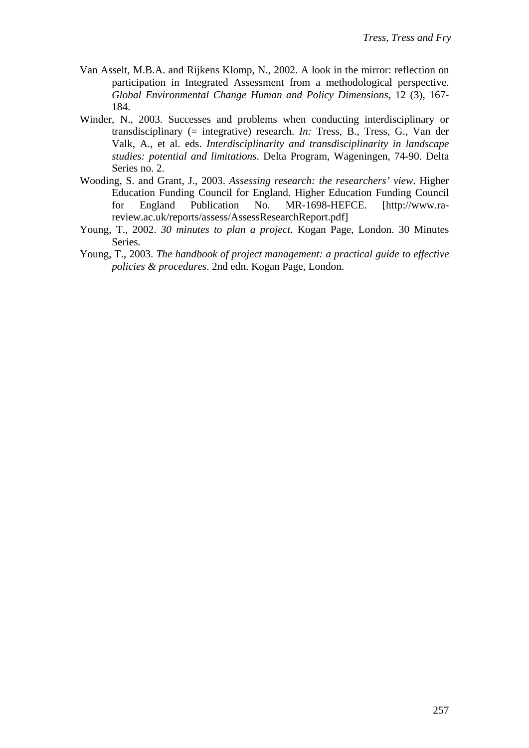Van Asselt, M.B.A. and Rijkens Klomp, N., 2002. A look in the mirror: reflection on participation in Integrated Assessment from a methodological perspective. *Global Environmental Change Human and Policy Dimensions*, 12 (3), 167-184.

Winder, N., 2003. Successes and problems when conducting interdisciplinary or transdisciplinary (= integrative) research. *In:* Tress, B., Tress, G., Van der Valk, A., et al. eds. *Interdisciplinarity and transdisciplinarity in landscape studies: potential and limitations*. Delta Program, Wageningen, 74-90. Delta Series no. 2.

Wooding, S. and Grant, J., 2003. *Assessing research: the researchers' view*. Higher Education Funding Council for England. Higher Education Funding Council for England Publication No. MR-1698-HEFCE. [http://www.ra-review.ac.uk/reports/assess/AssessResearchReport.pdf]

Young, T., 2002. *30 minutes to plan a project*. Kogan Page, London. 30 Minutes Series.

Young, T., 2003. *The handbook of project management: a practical guide to effective policies & procedures*. 2nd edn. Kogan Page, London.